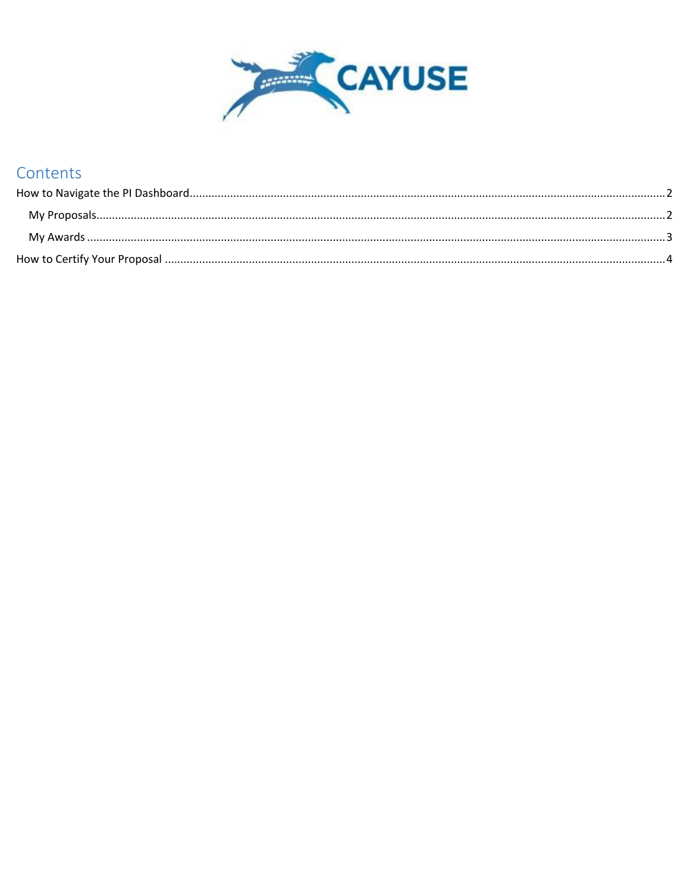CAYUSE

# Contents

How to Navigate the PI Dashboard ........ 2

- My Proposals ........ 2
- My Awards ........ 3

How to Certify Your Proposal ........ 4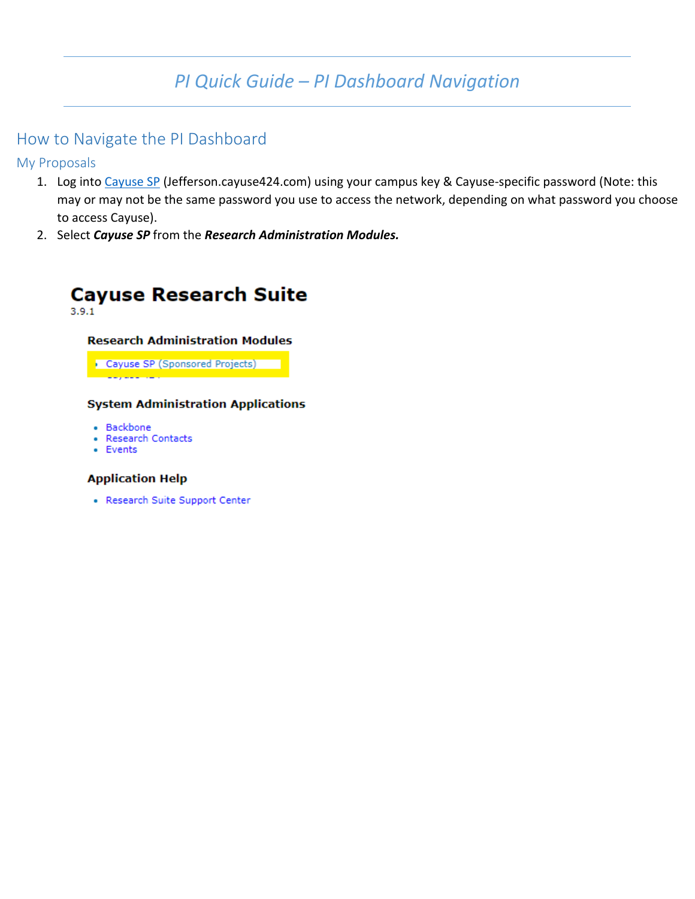# PI Quick Guide – PI Dashboard Navigation

## How to Navigate the PI Dashboard

### My Proposals

1. Log into Cayuse SP (Jefferson.cayuse424.com) using your campus key & Cayuse-specific password (Note: this may or may not be the same password you use to access the network, depending on what password you choose to access Cayuse).
2. Select ***Cayuse SP*** from the ***Research Administration Modules.***

**Cayuse Research Suite**

3.9.1

**Research Administration Modules**

- Cayuse SP (Sponsored Projects)

**System Administration Applications**

- Backbone
- Research Contacts
- Events

**Application Help**

- Research Suite Support Center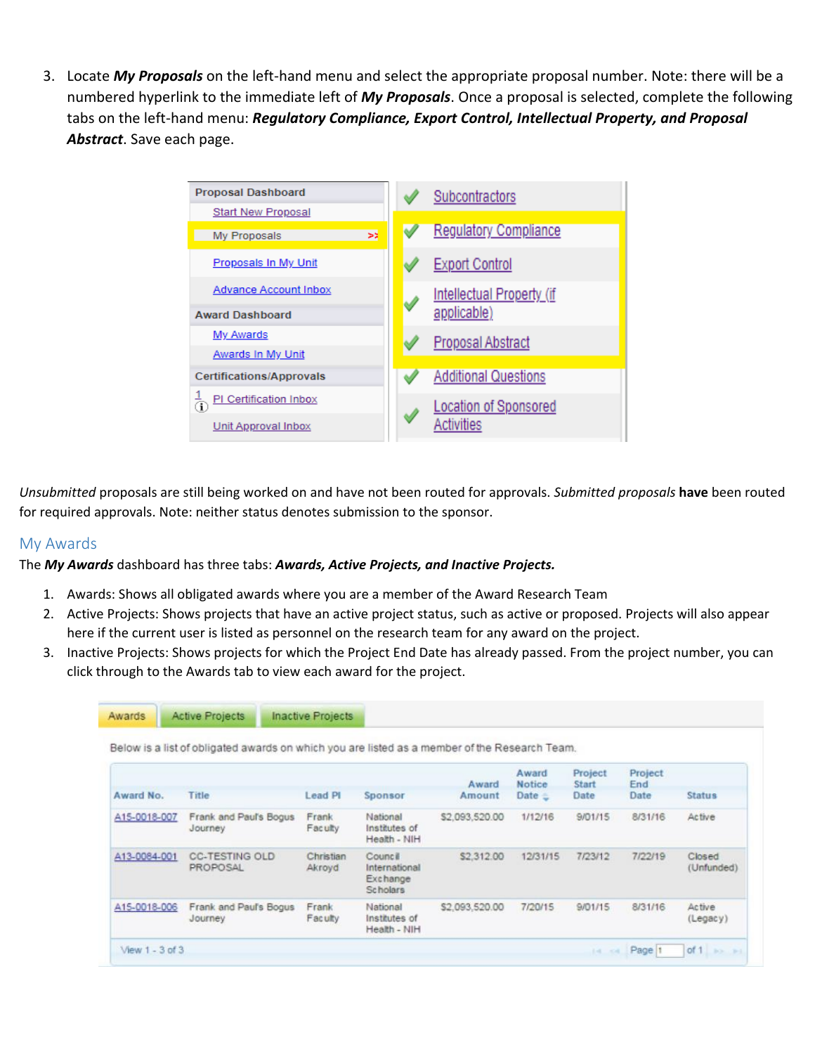3. Locate ***My Proposals*** on the left-hand menu and select the appropriate proposal number. Note: there will be a numbered hyperlink to the immediate left of ***My Proposals***. Once a proposal is selected, complete the following tabs on the left-hand menu: ***Regulatory Compliance, Export Control, Intellectual Property, and Proposal Abstract***. Save each page.

| Proposal Dashboard |
| --- |
| Start New Proposal |
| My Proposals |
| Proposals In My Unit |
| Advance Account Inbox |
| **Award Dashboard** |
| My Awards |
| Awards In My Unit |
| **Certifications/Approvals** |
| PI Certification Inbox |
| Unit Approval Inbox |

- Subcontractors
- Regulatory Compliance
- Export Control
- Intellectual Property (if applicable)
- Proposal Abstract
- Additional Questions
- Location of Sponsored Activities

*Unsubmitted* proposals are still being worked on and have not been routed for approvals. *Submitted proposals* **have** been routed for required approvals. Note: neither status denotes submission to the sponsor.

## My Awards

The ***My Awards*** dashboard has three tabs: ***Awards, Active Projects, and Inactive Projects.***

1. Awards: Shows all obligated awards where you are a member of the Award Research Team
2. Active Projects: Shows projects that have an active project status, such as active or proposed. Projects will also appear here if the current user is listed as personnel on the research team for any award on the project.
3. Inactive Projects: Shows projects for which the Project End Date has already passed. From the project number, you can click through to the Awards tab to view each award for the project.

Awards | Active Projects | Inactive Projects

Below is a list of obligated awards on which you are listed as a member of the Research Team.

| Award No. | Title | Lead PI | Sponsor | Award Amount | Award Notice Date | Project Start Date | Project End Date | Status |
| --- | --- | --- | --- | --- | --- | --- | --- | --- |
| A15-0018-007 | Frank and Paul's Bogus Journey | Frank Faculty | National Institutes of Health - NIH | $2,093,520.00 | 1/12/16 | 9/01/15 | 8/31/16 | Active |
| A13-0084-001 | CC-TESTING OLD PROPOSAL | Christian Akroyd | Council International Exchange Scholars | $2,312.00 | 12/31/15 | 7/23/12 | 7/22/19 | Closed (Unfunded) |
| A15-0018-006 | Frank and Paul's Bogus Journey | Frank Faculty | National Institutes of Health - NIH | $2,093,520.00 | 7/20/15 | 9/01/15 | 8/31/16 | Active (Legacy) |

View 1 - 3 of 3 Page 1 of 1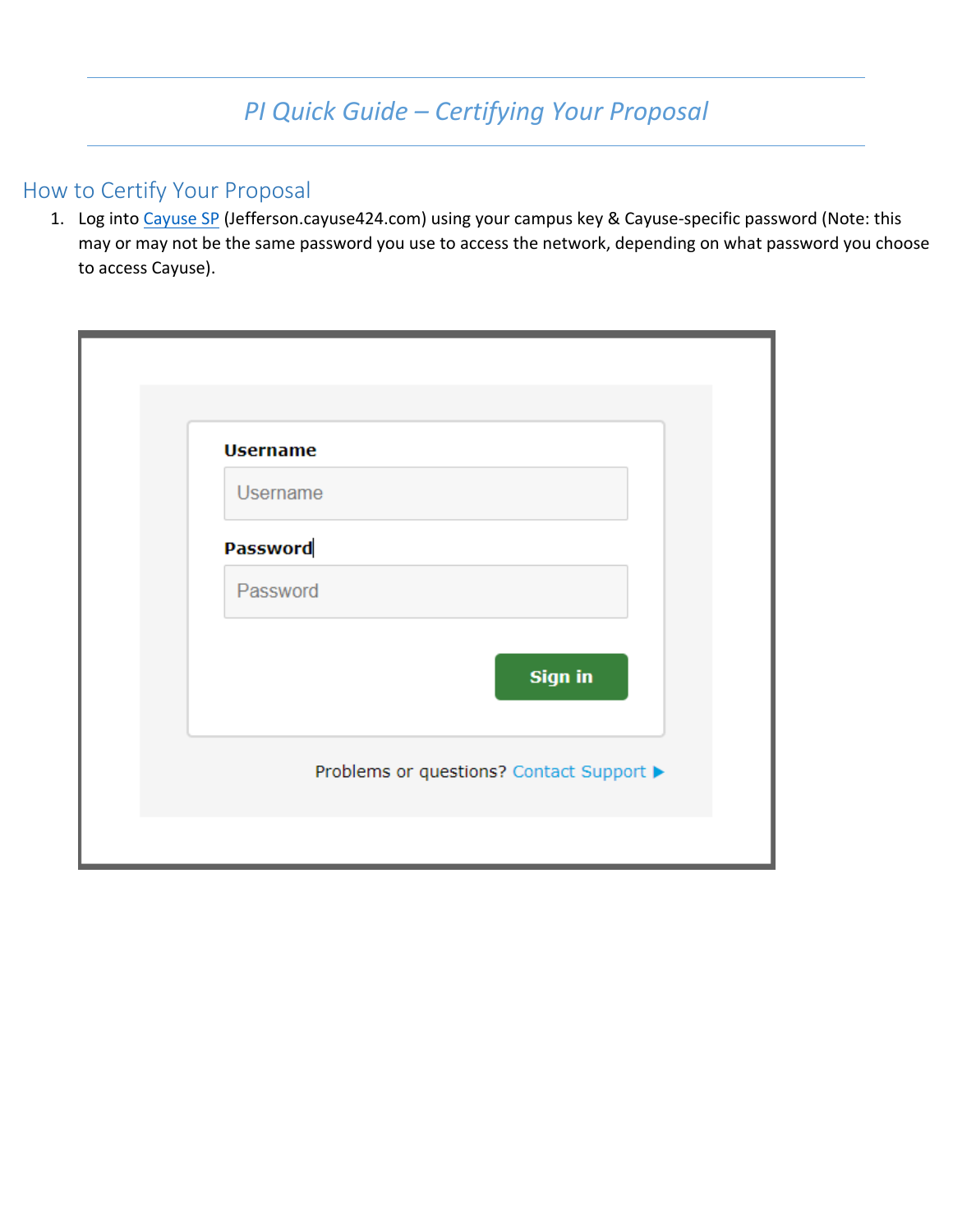# *PI Quick Guide – Certifying Your Proposal*

## How to Certify Your Proposal

1. Log into Cayuse SP (Jefferson.cayuse424.com) using your campus key & Cayuse-specific password (Note: this may or may not be the same password you use to access the network, depending on what password you choose to access Cayuse).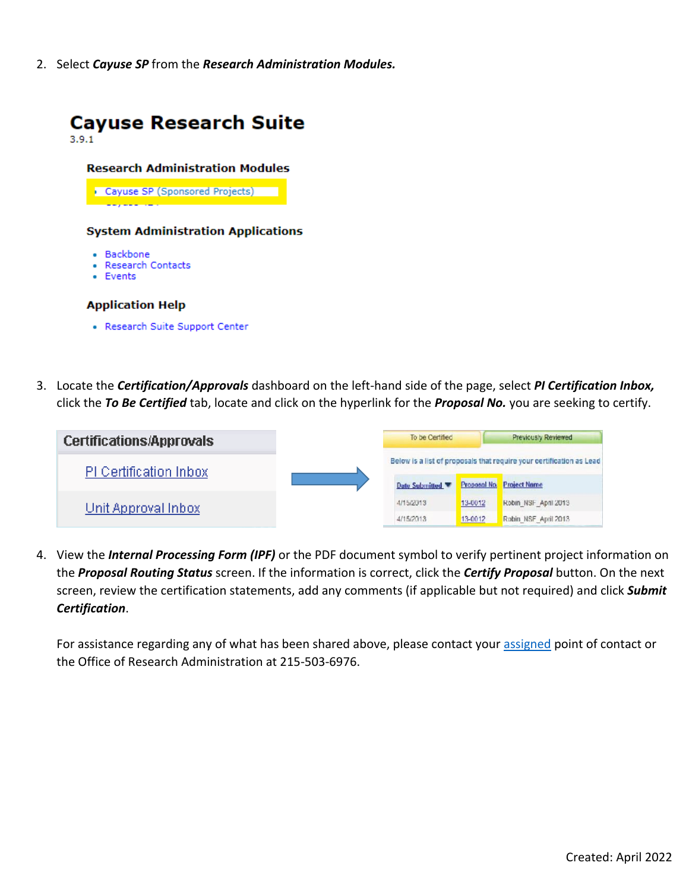2. Select ***Cayuse SP*** from the ***Research Administration Modules.***

Cayuse Research Suite
3.9.1

Research Administration Modules

- Cayuse SP (Sponsored Projects)

System Administration Applications

- Backbone
- Research Contacts
- Events

Application Help

- Research Suite Support Center

3. Locate the ***Certification/Approvals*** dashboard on the left-hand side of the page, select ***PI Certification Inbox,*** click the ***To Be Certified*** tab, locate and click on the hyperlink for the ***Proposal No.*** you are seeking to certify.

Certifications/Approvals

PI Certification Inbox

Unit Approval Inbox

To be Certified | Previously Reviewed

Below is a list of proposals that require your certification as Lead

| Date Submitted | Proposal No. | Project Name |
|---|---|---|
| 4/15/2013 | 13-0012 | Robin_NSF_April 2013 |
| 4/15/2013 | 13-0012 | Robin_NSF_April 2013 |

4. View the ***Internal Processing Form (IPF)*** or the PDF document symbol to verify pertinent project information on the ***Proposal Routing Status*** screen. If the information is correct, click the ***Certify Proposal*** button. On the next screen, review the certification statements, add any comments (if applicable but not required) and click ***Submit Certification***.

For assistance regarding any of what has been shared above, please contact your assigned point of contact or the Office of Research Administration at 215-503-6976.

Created: April 2022